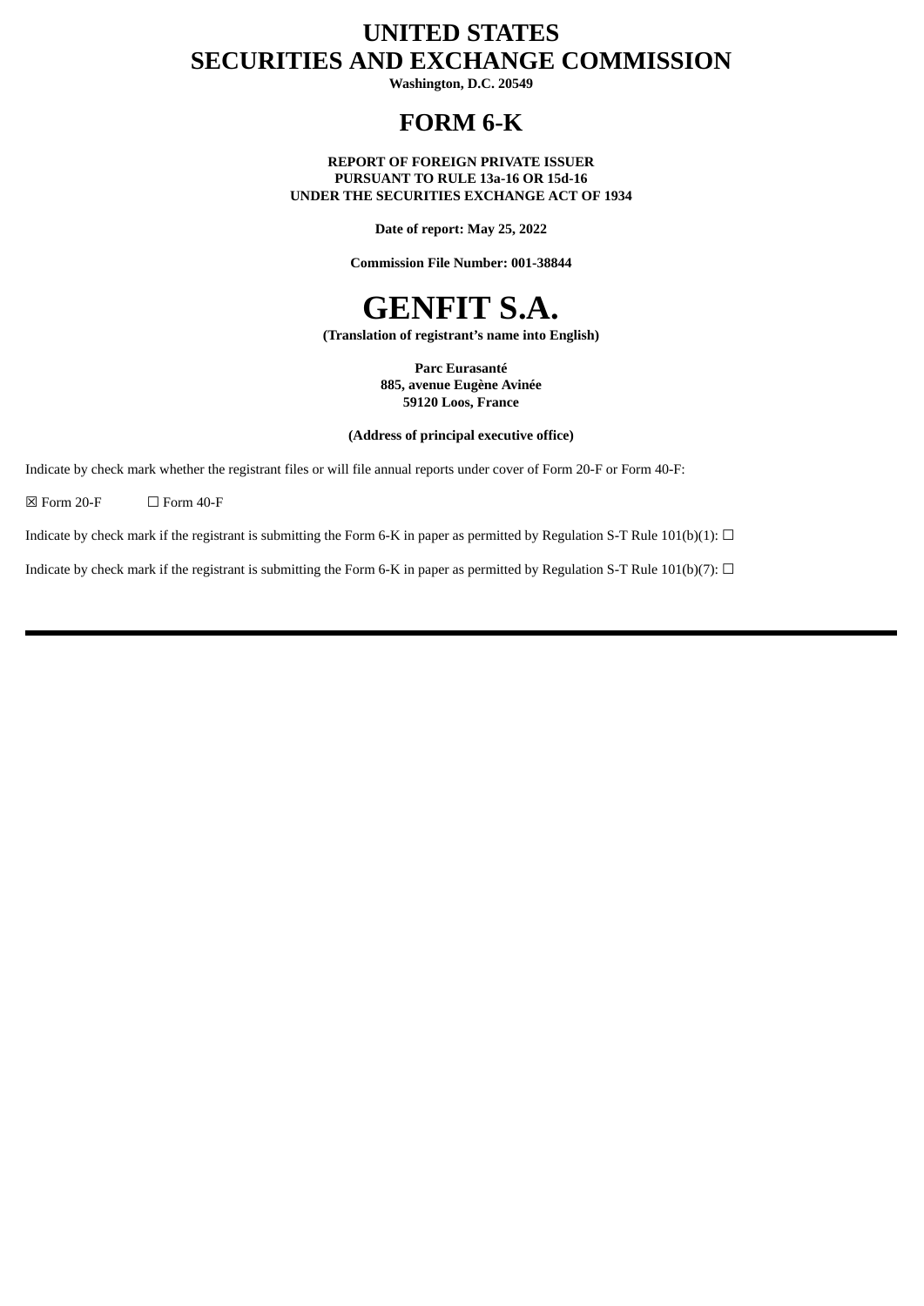# UNITED STATES
# SECURITIES AND EXCHANGE COMMISSION

**Washington, D.C. 20549**

## FORM 6-K

**REPORT OF FOREIGN PRIVATE ISSUER**
**PURSUANT TO RULE 13a-16 OR 15d-16**
**UNDER THE SECURITIES EXCHANGE ACT OF 1934**

**Date of report: May 25, 2022**

**Commission File Number: 001-38844**

# GENFIT S.A.

**(Translation of registrant's name into English)**

**Parc Eurasanté**
**885, avenue Eugène Avinée**
**59120 Loos, France**

**(Address of principal executive office)**

Indicate by check mark whether the registrant files or will file annual reports under cover of Form 20-F or Form 40-F:

☒ Form 20-F ☐ Form 40-F

Indicate by check mark if the registrant is submitting the Form 6-K in paper as permitted by Regulation S-T Rule 101(b)(1): ☐

Indicate by check mark if the registrant is submitting the Form 6-K in paper as permitted by Regulation S-T Rule 101(b)(7): ☐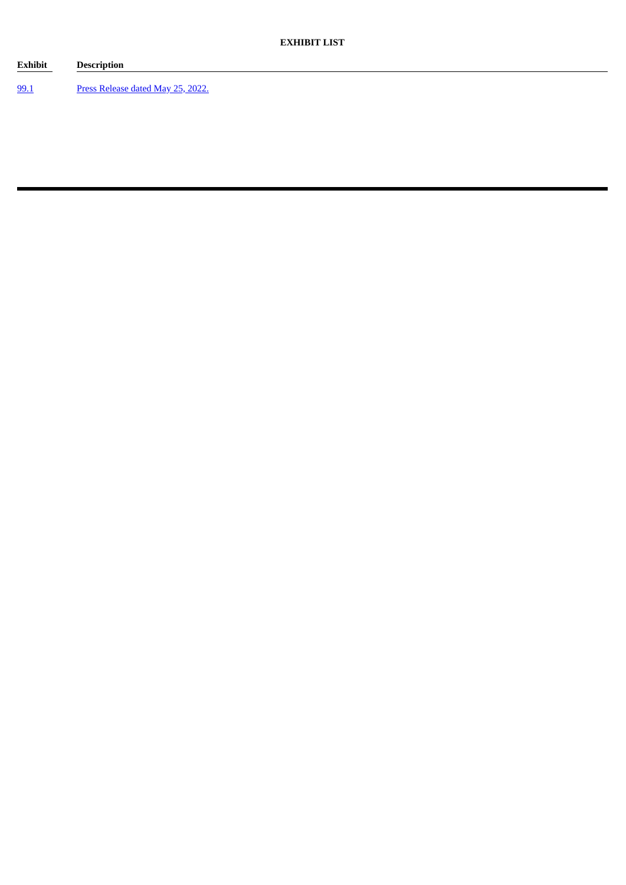**EXHIBIT LIST**

| Exhibit | Description |
| --- | --- |
| 99.1 | Press Release dated May 25, 2022. |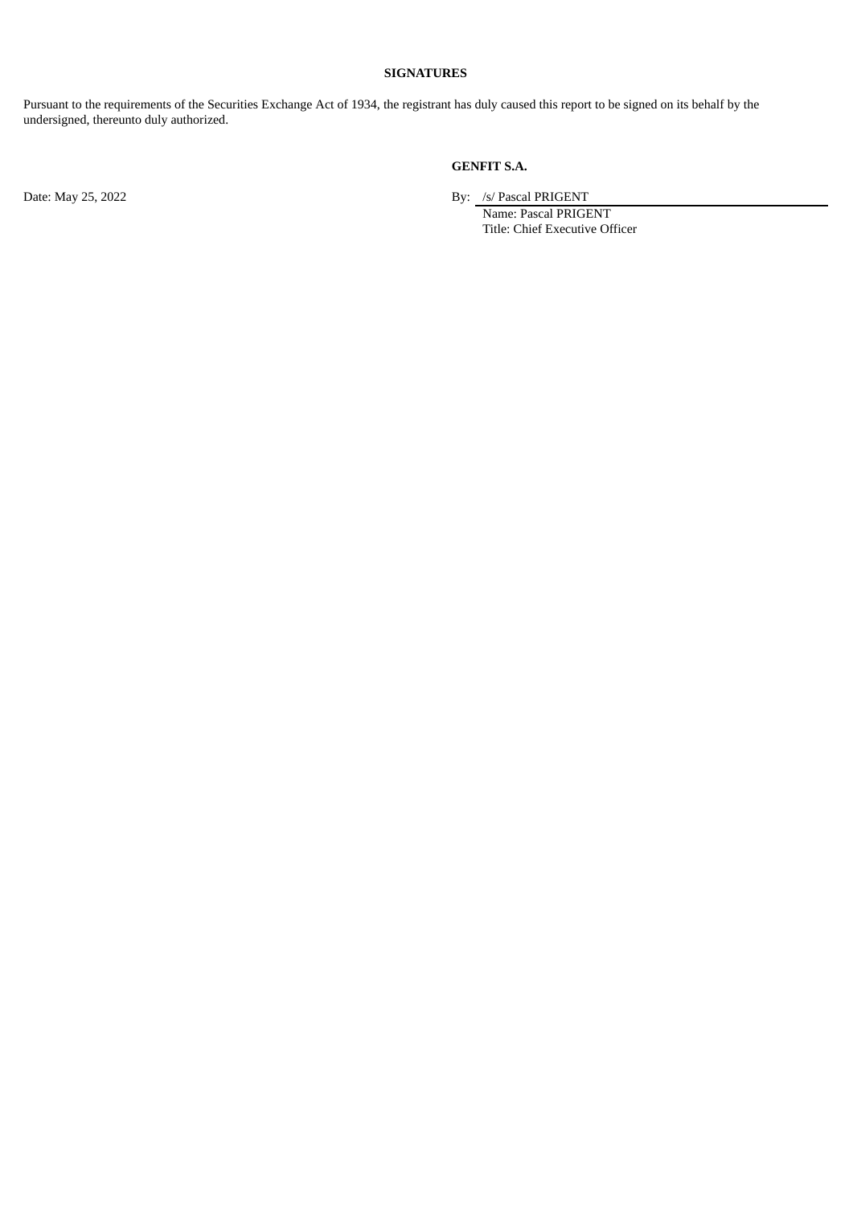**SIGNATURES**

Pursuant to the requirements of the Securities Exchange Act of 1934, the registrant has duly caused this report to be signed on its behalf by the undersigned, thereunto duly authorized.

**GENFIT S.A.**

Date: May 25, 2022

By: /s/ Pascal PRIGENT
Name: Pascal PRIGENT
Title: Chief Executive Officer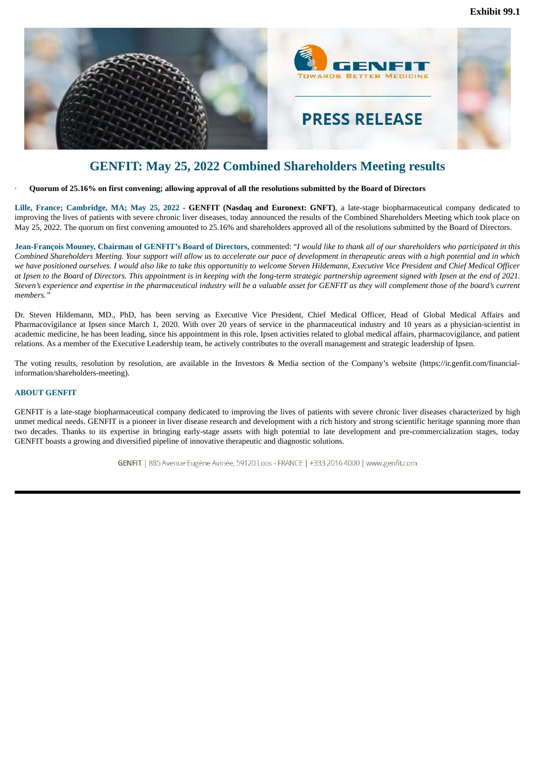Exhibit 99.1

# GENFIT: May 25, 2022 Combined Shareholders Meeting results

- **Quorum of 25.16% on first convening; allowing approval of all the resolutions submitted by the Board of Directors**

**Lille, France; Cambridge, MA; May 25, 2022** - **GENFIT (Nasdaq and Euronext: GNFT)**, a late-stage biopharmaceutical company dedicated to improving the lives of patients with severe chronic liver diseases, today announced the results of the Combined Shareholders Meeting which took place on May 25, 2022. The quorum on first convening amounted to 25.16% and shareholders approved all of the resolutions submitted by the Board of Directors.

**Jean-François Mouney, Chairman of GENFIT's Board of Directors,** commented: "*I would like to thank all of our shareholders who participated in this Combined Shareholders Meeting. Your support will allow us to accelerate our pace of development in therapeutic areas with a high potential and in which we have positioned ourselves. I would also like to take this opportunitiy to welcome Steven Hildemann, Executive Vice President and Chief Medical Officer at Ipsen to the Board of Directors. This appointment is in keeping with the long-term strategic partnership agreement signed with Ipsen at the end of 2021. Steven's experience and expertise in the pharmaceutical industry will be a valuable asset for GENFIT as they will complement those of the board's current members.*"

Dr. Steven Hildemann, MD., PhD, has been serving as Executive Vice President, Chief Medical Officer, Head of Global Medical Affairs and Pharmacovigilance at Ipsen since March 1, 2020. With over 20 years of service in the pharmaceutical industry and 10 years as a physician-scientist in academic medicine, he has been leading, since his appointment in this role, Ipsen activities related to global medical affairs, pharmacovigilance, and patient relations. As a member of the Executive Leadership team, he actively contributes to the overall management and strategic leadership of Ipsen.

The voting results, resolution by resolution, are available in the Investors & Media section of the Company's website (https://ir.genfit.com/financial-information/shareholders-meeting).

### ABOUT GENFIT

GENFIT is a late-stage biopharmaceutical company dedicated to improving the lives of patients with severe chronic liver diseases characterized by high unmet medical needs. GENFIT is a pioneer in liver disease research and development with a rich history and strong scientific heritage spanning more than two decades. Thanks to its expertise in bringing early-stage assets with high potential to late development and pre-commercialization stages, today GENFIT boasts a growing and diversified pipeline of innovative therapeutic and diagnostic solutions.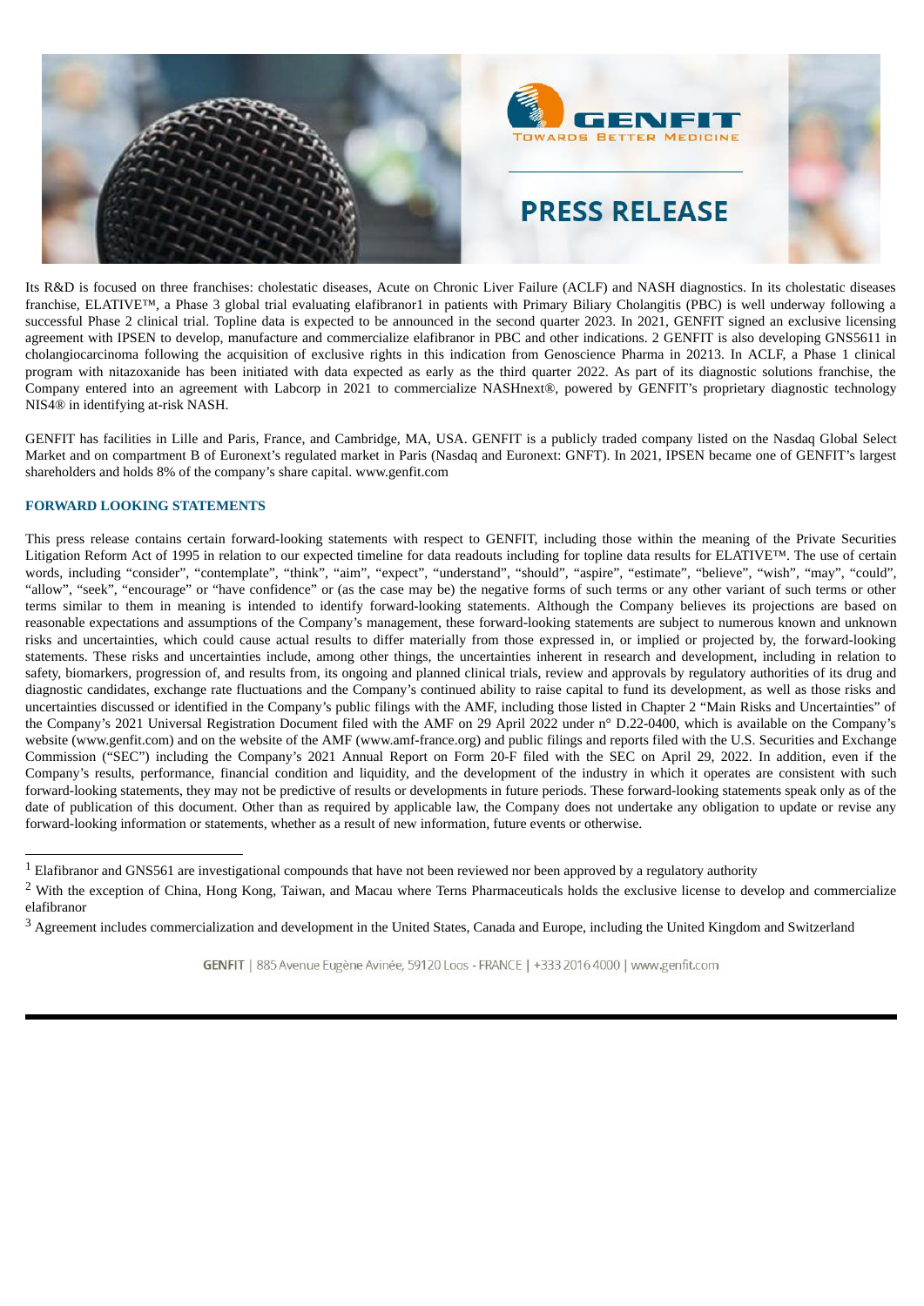Its R&D is focused on three franchises: cholestatic diseases, Acute on Chronic Liver Failure (ACLF) and NASH diagnostics. In its cholestatic diseases franchise, ELATIVE™, a Phase 3 global trial evaluating elafibranor[1] in patients with Primary Biliary Cholangitis (PBC) is well underway following a successful Phase 2 clinical trial. Topline data is expected to be announced in the second quarter 2023. In 2021, GENFIT signed an exclusive licensing agreement with IPSEN to develop, manufacture and commercialize elafibranor in PBC and other indications.[2] GENFIT is also developing GNS561[1] in cholangiocarcinoma following the acquisition of exclusive rights in this indication from Genoscience Pharma in 2021[3]. In ACLF, a Phase 1 clinical program with nitazoxanide has been initiated with data expected as early as the third quarter 2022. As part of its diagnostic solutions franchise, the Company entered into an agreement with Labcorp in 2021 to commercialize NASHnext®, powered by GENFIT's proprietary diagnostic technology NIS4® in identifying at-risk NASH.

GENFIT has facilities in Lille and Paris, France, and Cambridge, MA, USA. GENFIT is a publicly traded company listed on the Nasdaq Global Select Market and on compartment B of Euronext's regulated market in Paris (Nasdaq and Euronext: GNFT). In 2021, IPSEN became one of GENFIT's largest shareholders and holds 8% of the company's share capital. www.genfit.com

### FORWARD LOOKING STATEMENTS

This press release contains certain forward-looking statements with respect to GENFIT, including those within the meaning of the Private Securities Litigation Reform Act of 1995 in relation to our expected timeline for data readouts including for topline data results for ELATIVE™. The use of certain words, including "consider", "contemplate", "think", "aim", "expect", "understand", "should", "aspire", "estimate", "believe", "wish", "may", "could", "allow", "seek", "encourage" or "have confidence" or (as the case may be) the negative forms of such terms or any other variant of such terms or other terms similar to them in meaning is intended to identify forward-looking statements. Although the Company believes its projections are based on reasonable expectations and assumptions of the Company's management, these forward-looking statements are subject to numerous known and unknown risks and uncertainties, which could cause actual results to differ materially from those expressed in, or implied or projected by, the forward-looking statements. These risks and uncertainties include, among other things, the uncertainties inherent in research and development, including in relation to safety, biomarkers, progression of, and results from, its ongoing and planned clinical trials, review and approvals by regulatory authorities of its drug and diagnostic candidates, exchange rate fluctuations and the Company's continued ability to raise capital to fund its development, as well as those risks and uncertainties discussed or identified in the Company's public filings with the AMF, including those listed in Chapter 2 "Main Risks and Uncertainties" of the Company's 2021 Universal Registration Document filed with the AMF on 29 April 2022 under n° D.22-0400, which is available on the Company's website (www.genfit.com) and on the website of the AMF (www.amf-france.org) and public filings and reports filed with the U.S. Securities and Exchange Commission ("SEC") including the Company's 2021 Annual Report on Form 20-F filed with the SEC on April 29, 2022. In addition, even if the Company's results, performance, financial condition and liquidity, and the development of the industry in which it operates are consistent with such forward-looking statements, they may not be predictive of results or developments in future periods. These forward-looking statements speak only as of the date of publication of this document. Other than as required by applicable law, the Company does not undertake any obligation to update or revise any forward-looking information or statements, whether as a result of new information, future events or otherwise.

---

[1] Elafibranor and GNS561 are investigational compounds that have not been reviewed nor been approved by a regulatory authority

[2] With the exception of China, Hong Kong, Taiwan, and Macau where Terns Pharmaceuticals holds the exclusive license to develop and commercialize elafibranor

[3] Agreement includes commercialization and development in the United States, Canada and Europe, including the United Kingdom and Switzerland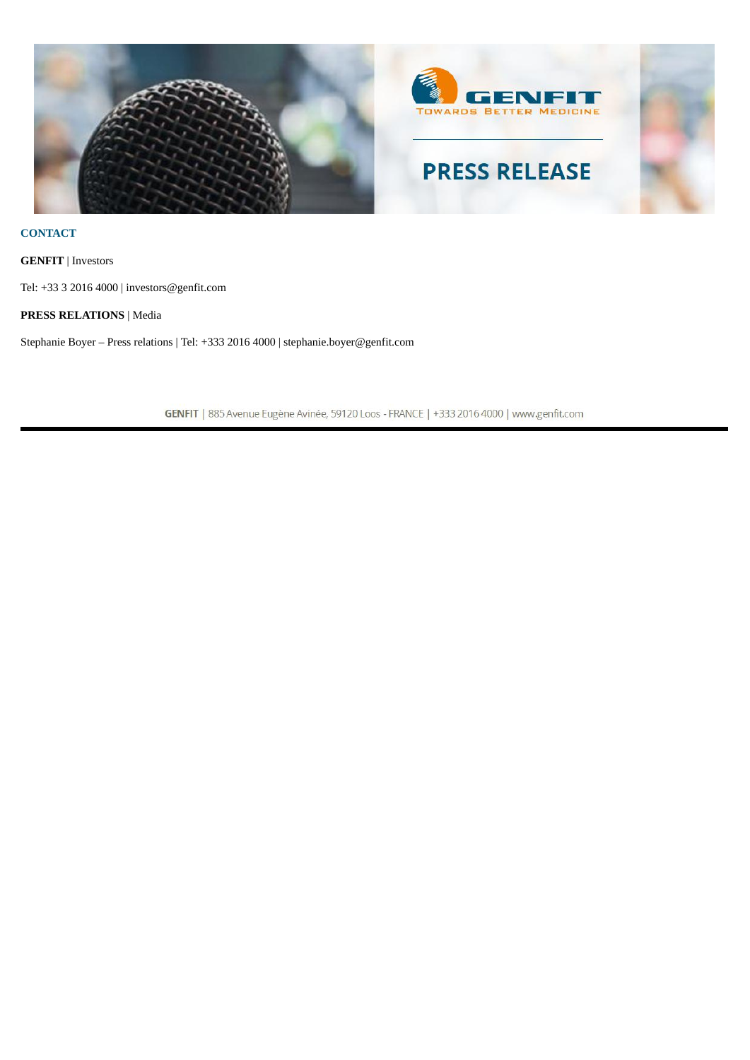**CONTACT**

**GENFIT** | Investors

Tel: +33 3 2016 4000 | investors@genfit.com

**PRESS RELATIONS** | Media

Stephanie Boyer – Press relations | Tel: +333 2016 4000 | stephanie.boyer@genfit.com